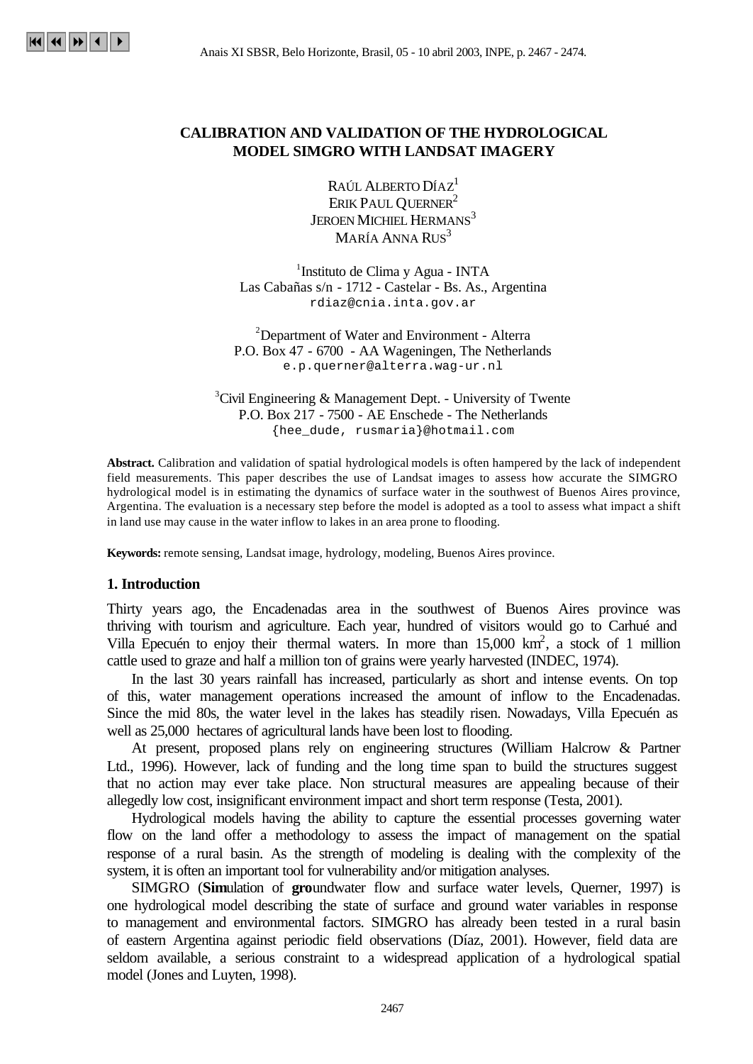# CALIBRATION AND VALIDATION OF THE HYDROLOGICAL MODEL SIMGRO WITH LANDSAT IMAGERY

RAÚL ALBERTO DÍAZ[1]
ERIK PAUL QUERNER[2]
JEROEN MICHIEL HERMANS[3]
MARÍA ANNA RUS[3]

[1]Instituto de Clima y Agua - INTA
Las Cabañas s/n - 1712 - Castelar - Bs. As., Argentina
rdiaz@cnia.inta.gov.ar

[2]Department of Water and Environment - Alterra
P.O. Box 47 - 6700 - AA Wageningen, The Netherlands
e.p.querner@alterra.wag-ur.nl

[3]Civil Engineering & Management Dept. - University of Twente
P.O. Box 217 - 7500 - AE Enschede - The Netherlands
{hee_dude, rusmaria}@hotmail.com

**Abstract.** Calibration and validation of spatial hydrological models is often hampered by the lack of independent field measurements. This paper describes the use of Landsat images to assess how accurate the SIMGRO hydrological model is in estimating the dynamics of surface water in the southwest of Buenos Aires province, Argentina. The evaluation is a necessary step before the model is adopted as a tool to assess what impact a shift in land use may cause in the water inflow to lakes in an area prone to flooding.

**Keywords:** remote sensing, Landsat image, hydrology, modeling, Buenos Aires province.

## 1. Introduction

Thirty years ago, the Encadenadas area in the southwest of Buenos Aires province was thriving with tourism and agriculture. Each year, hundred of visitors would go to Carhué and Villa Epecuén to enjoy their thermal waters. In more than 15,000 km$^2$, a stock of 1 million cattle used to graze and half a million ton of grains were yearly harvested (INDEC, 1974).

In the last 30 years rainfall has increased, particularly as short and intense events. On top of this, water management operations increased the amount of inflow to the Encadenadas. Since the mid 80s, the water level in the lakes has steadily risen. Nowadays, Villa Epecuén as well as 25,000 hectares of agricultural lands have been lost to flooding.

At present, proposed plans rely on engineering structures (William Halcrow & Partner Ltd., 1996). However, lack of funding and the long time span to build the structures suggest that no action may ever take place. Non structural measures are appealing because of their allegedly low cost, insignificant environment impact and short term response (Testa, 2001).

Hydrological models having the ability to capture the essential processes governing water flow on the land offer a methodology to assess the impact of management on the spatial response of a rural basin. As the strength of modeling is dealing with the complexity of the system, it is often an important tool for vulnerability and/or mitigation analyses.

SIMGRO (**Sim**ulation of **gro**undwater flow and surface water levels, Querner, 1997) is one hydrological model describing the state of surface and ground water variables in response to management and environmental factors. SIMGRO has already been tested in a rural basin of eastern Argentina against periodic field observations (Díaz, 2001). However, field data are seldom available, a serious constraint to a widespread application of a hydrological spatial model (Jones and Luyten, 1998).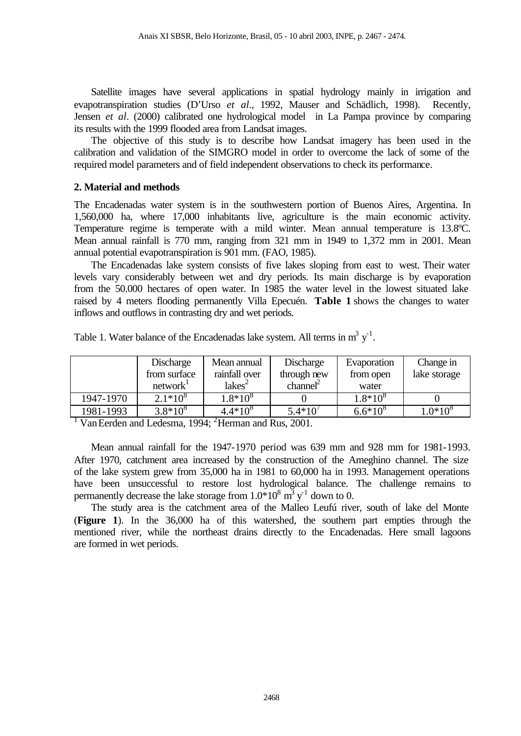Satellite images have several applications in spatial hydrology mainly in irrigation and evapotranspiration studies (D'Urso *et al*., 1992, Mauser and Schädlich, 1998). Recently, Jensen *et al*. (2000) calibrated one hydrological model in La Pampa province by comparing its results with the 1999 flooded area from Landsat images.

The objective of this study is to describe how Landsat imagery has been used in the calibration and validation of the SIMGRO model in order to overcome the lack of some of the required model parameters and of field independent observations to check its performance.

## 2. Material and methods

The Encadenadas water system is in the southwestern portion of Buenos Aires, Argentina. In 1,560,000 ha, where 17,000 inhabitants live, agriculture is the main economic activity. Temperature regime is temperate with a mild winter. Mean annual temperature is 13.8ºC. Mean annual rainfall is 770 mm, ranging from 321 mm in 1949 to 1,372 mm in 2001. Mean annual potential evapotranspiration is 901 mm. (FAO, 1985).

The Encadenadas lake system consists of five lakes sloping from east to west. Their water levels vary considerably between wet and dry periods. Its main discharge is by evaporation from the 50.000 hectares of open water. In 1985 the water level in the lowest situated lake raised by 4 meters flooding permanently Villa Epecuén. **Table 1** shows the changes to water inflows and outflows in contrasting dry and wet periods.

Table 1. Water balance of the Encadenadas lake system. All terms in $m^3 \, y^{-1}$.

| | Discharge from surface network[1] | Mean annual rainfall over lakes[2] | Discharge through new channel[2] | Evaporation from open water | Change in lake storage |
|---|---|---|---|---|---|
| 1947-1970 | $2.1*10^8$ | $1.8*10^8$ | 0 | $1.8*10^8$ | 0 |
| 1981-1993 | $3.8*10^8$ | $4.4*10^8$ | $5.4*10^7$ | $6.6*10^8$ | $1.0*10^8$ |

[1] Van Eerden and Ledesma, 1994; [2] Herman and Rus, 2001.

Mean annual rainfall for the 1947-1970 period was 639 mm and 928 mm for 1981-1993. After 1970, catchment area increased by the construction of the Ameghino channel. The size of the lake system grew from 35,000 ha in 1981 to 60,000 ha in 1993. Management operations have been unsuccessful to restore lost hydrological balance. The challenge remains to permanently decrease the lake storage from $1.0*10^8 \, m^3 \, y^{-1}$ down to 0.

The study area is the catchment area of the Malleo Leufú river, south of lake del Monte (**Figure 1**). In the 36,000 ha of this watershed, the southern part empties through the mentioned river, while the northeast drains directly to the Encadenadas. Here small lagoons are formed in wet periods.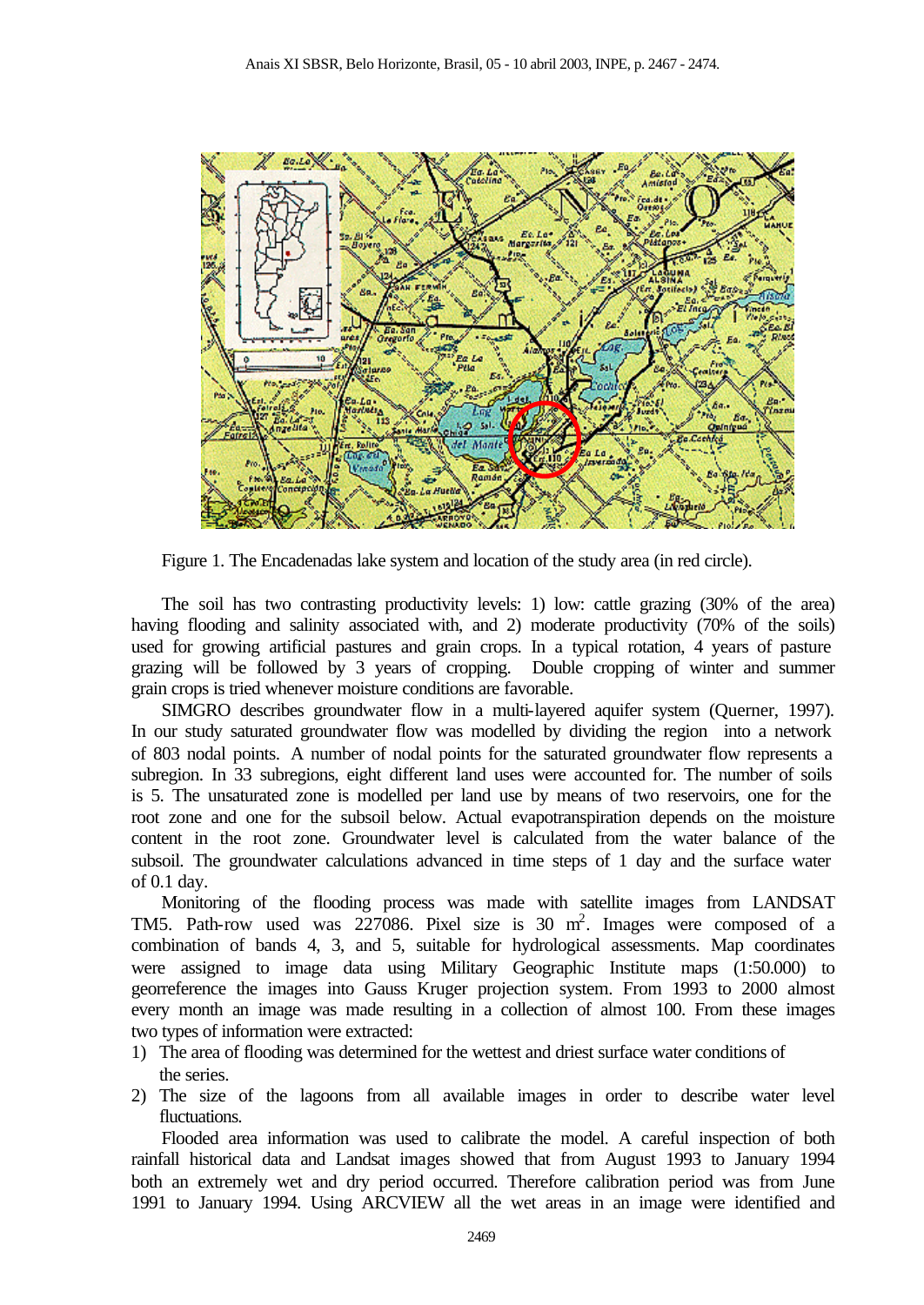Figure 1. The Encadenadas lake system and location of the study area (in red circle).

The soil has two contrasting productivity levels: 1) low: cattle grazing (30% of the area) having flooding and salinity associated with, and 2) moderate productivity (70% of the soils) used for growing artificial pastures and grain crops. In a typical rotation, 4 years of pasture grazing will be followed by 3 years of cropping. Double cropping of winter and summer grain crops is tried whenever moisture conditions are favorable.

SIMGRO describes groundwater flow in a multi-layered aquifer system (Querner, 1997). In our study saturated groundwater flow was modelled by dividing the region into a network of 803 nodal points. A number of nodal points for the saturated groundwater flow represents a subregion. In 33 subregions, eight different land uses were accounted for. The number of soils is 5. The unsaturated zone is modelled per land use by means of two reservoirs, one for the root zone and one for the subsoil below. Actual evapotranspiration depends on the moisture content in the root zone. Groundwater level is calculated from the water balance of the subsoil. The groundwater calculations advanced in time steps of 1 day and the surface water of 0.1 day.

Monitoring of the flooding process was made with satellite images from LANDSAT TM5. Path-row used was 227086. Pixel size is 30 m$^2$. Images were composed of a combination of bands 4, 3, and 5, suitable for hydrological assessments. Map coordinates were assigned to image data using Military Geographic Institute maps (1:50.000) to georeference the images into Gauss Kruger projection system. From 1993 to 2000 almost every month an image was made resulting in a collection of almost 100. From these images two types of information were extracted:

1) The area of flooding was determined for the wettest and driest surface water conditions of the series.
2) The size of the lagoons from all available images in order to describe water level fluctuations.

Flooded area information was used to calibrate the model. A careful inspection of both rainfall historical data and Landsat images showed that from August 1993 to January 1994 both an extremely wet and dry period occurred. Therefore calibration period was from June 1991 to January 1994. Using ARCVIEW all the wet areas in an image were identified and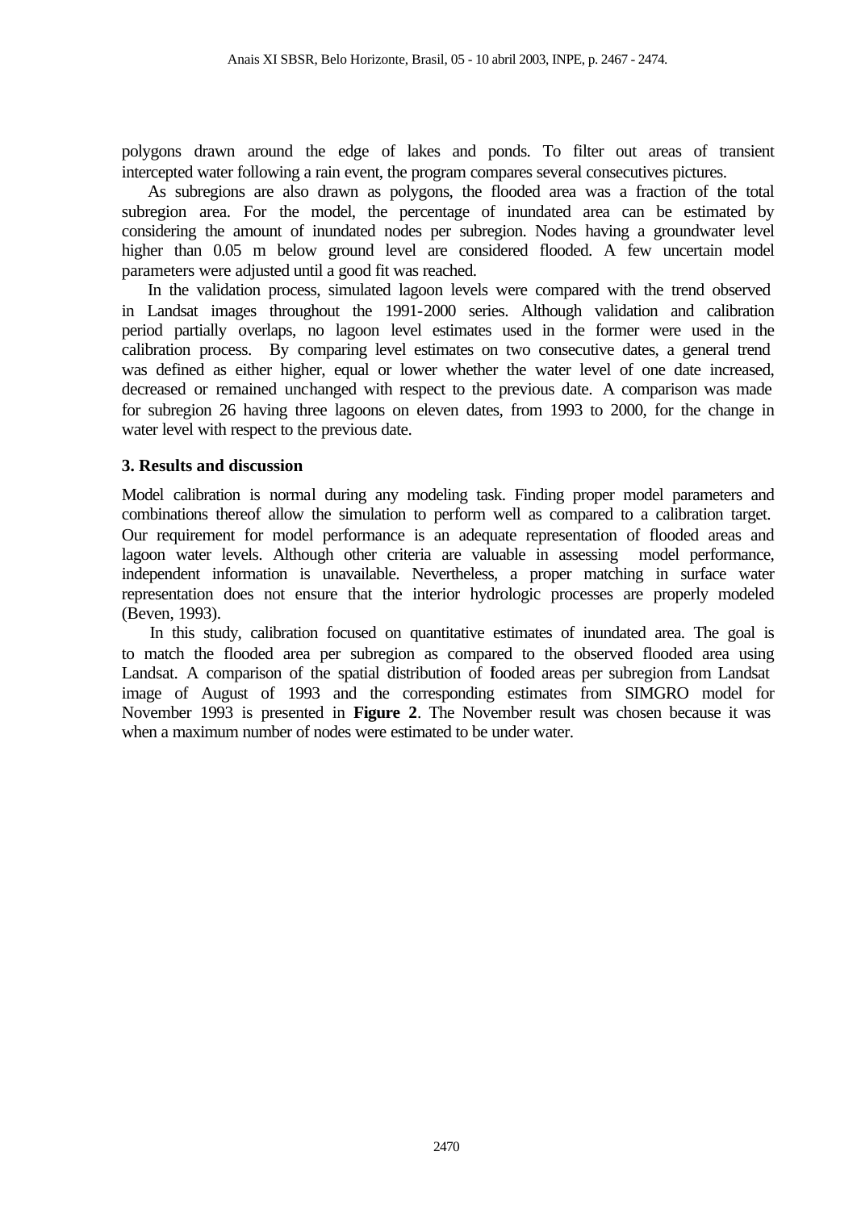polygons drawn around the edge of lakes and ponds. To filter out areas of transient intercepted water following a rain event, the program compares several consecutives pictures.

As subregions are also drawn as polygons, the flooded area was a fraction of the total subregion area. For the model, the percentage of inundated area can be estimated by considering the amount of inundated nodes per subregion. Nodes having a groundwater level higher than 0.05 m below ground level are considered flooded. A few uncertain model parameters were adjusted until a good fit was reached.

In the validation process, simulated lagoon levels were compared with the trend observed in Landsat images throughout the 1991-2000 series. Although validation and calibration period partially overlaps, no lagoon level estimates used in the former were used in the calibration process. By comparing level estimates on two consecutive dates, a general trend was defined as either higher, equal or lower whether the water level of one date increased, decreased or remained unchanged with respect to the previous date. A comparison was made for subregion 26 having three lagoons on eleven dates, from 1993 to 2000, for the change in water level with respect to the previous date.

## 3. Results and discussion

Model calibration is normal during any modeling task. Finding proper model parameters and combinations thereof allow the simulation to perform well as compared to a calibration target. Our requirement for model performance is an adequate representation of flooded areas and lagoon water levels. Although other criteria are valuable in assessing model performance, independent information is unavailable. Nevertheless, a proper matching in surface water representation does not ensure that the interior hydrologic processes are properly modeled (Beven, 1993).

In this study, calibration focused on quantitative estimates of inundated area. The goal is to match the flooded area per subregion as compared to the observed flooded area using Landsat. A comparison of the spatial distribution of flooded areas per subregion from Landsat image of August of 1993 and the corresponding estimates from SIMGRO model for November 1993 is presented in **Figure 2**. The November result was chosen because it was when a maximum number of nodes were estimated to be under water.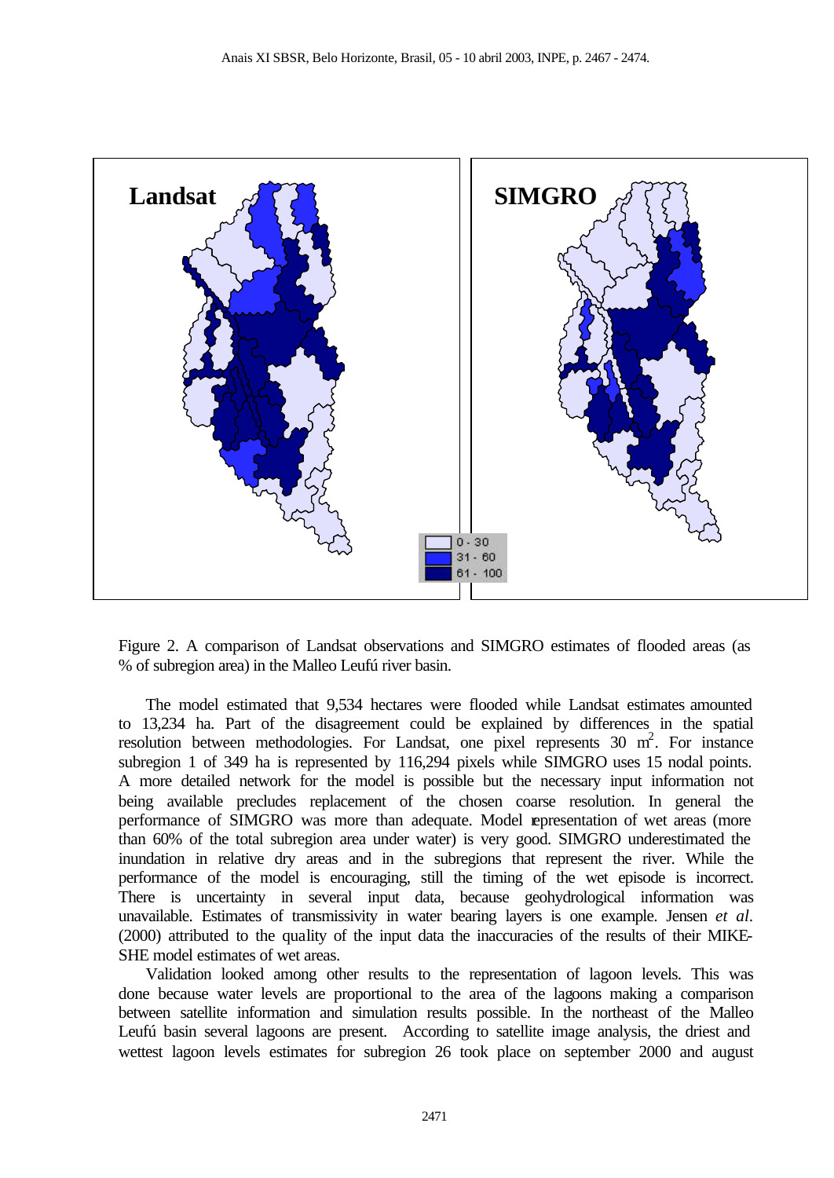Figure 2. A comparison of Landsat observations and SIMGRO estimates of flooded areas (as % of subregion area) in the Malleo Leufú river basin.

The model estimated that 9,534 hectares were flooded while Landsat estimates amounted to 13,234 ha. Part of the disagreement could be explained by differences in the spatial resolution between methodologies. For Landsat, one pixel represents 30 $m^2$. For instance subregion 1 of 349 ha is represented by 116,294 pixels while SIMGRO uses 15 nodal points. A more detailed network for the model is possible but the necessary input information not being available precludes replacement of the chosen coarse resolution. In general the performance of SIMGRO was more than adequate. Model representation of wet areas (more than 60% of the total subregion area under water) is very good. SIMGRO underestimated the inundation in relative dry areas and in the subregions that represent the river. While the performance of the model is encouraging, still the timing of the wet episode is incorrect. There is uncertainty in several input data, because geohydrological information was unavailable. Estimates of transmissivity in water bearing layers is one example. Jensen *et al.* (2000) attributed to the quality of the input data the inaccuracies of the results of their MIKE-SHE model estimates of wet areas.

Validation looked among other results to the representation of lagoon levels. This was done because water levels are proportional to the area of the lagoons making a comparison between satellite information and simulation results possible. In the northeast of the Malleo Leufú basin several lagoons are present. According to satellite image analysis, the driest and wettest lagoon levels estimates for subregion 26 took place on september 2000 and august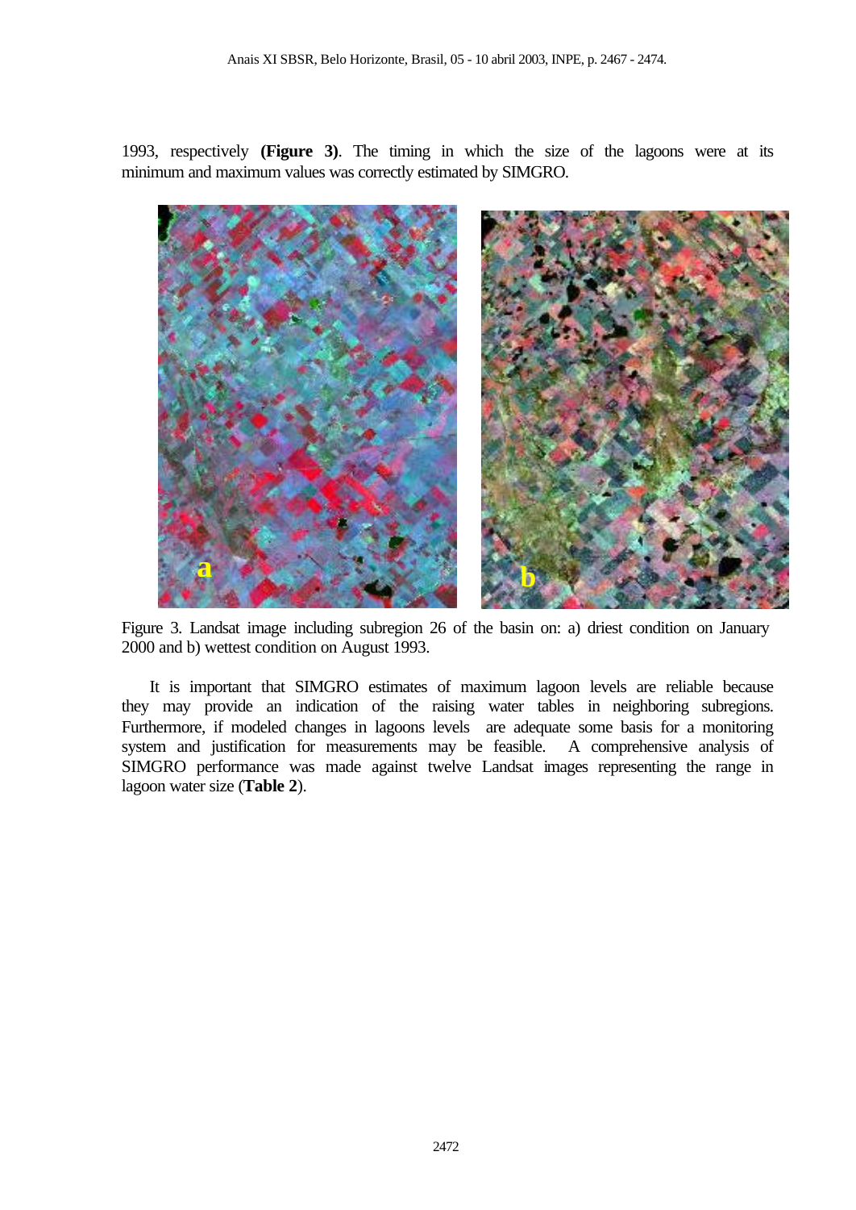1993, respectively **(Figure 3)**. The timing in which the size of the lagoons were at its minimum and maximum values was correctly estimated by SIMGRO.

Figure 3. Landsat image including subregion 26 of the basin on: a) driest condition on January 2000 and b) wettest condition on August 1993.

It is important that SIMGRO estimates of maximum lagoon levels are reliable because they may provide an indication of the raising water tables in neighboring subregions. Furthermore, if modeled changes in lagoons levels are adequate some basis for a monitoring system and justification for measurements may be feasible. A comprehensive analysis of SIMGRO performance was made against twelve Landsat images representing the range in lagoon water size (**Table 2**).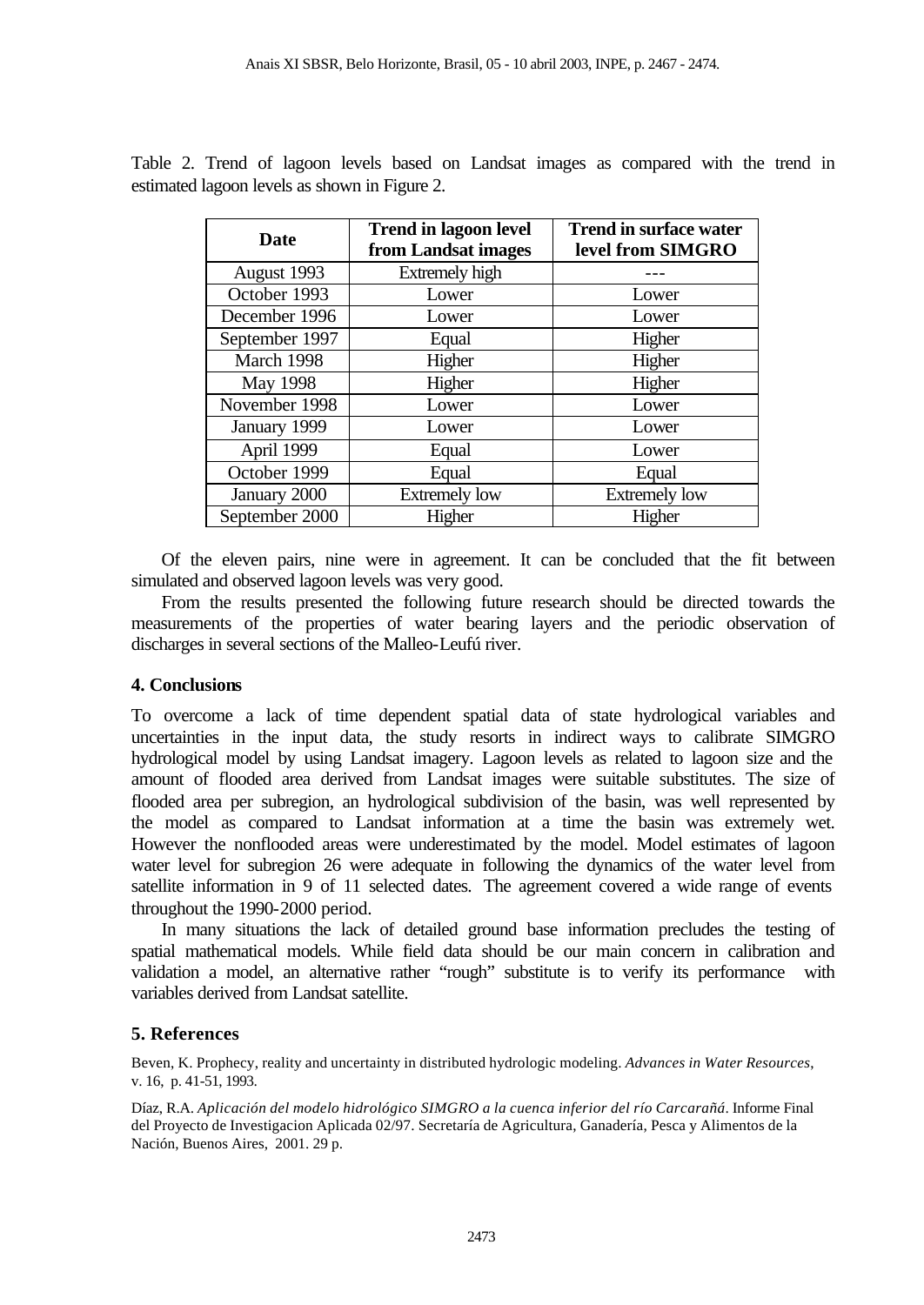Table 2. Trend of lagoon levels based on Landsat images as compared with the trend in estimated lagoon levels as shown in Figure 2.

| Date | Trend in lagoon level from Landsat images | Trend in surface water level from SIMGRO |
|---|---|---|
| August 1993 | Extremely high | --- |
| October 1993 | Lower | Lower |
| December 1996 | Lower | Lower |
| September 1997 | Equal | Higher |
| March 1998 | Higher | Higher |
| May 1998 | Higher | Higher |
| November 1998 | Lower | Lower |
| January 1999 | Lower | Lower |
| April 1999 | Equal | Lower |
| October 1999 | Equal | Equal |
| January 2000 | Extremely low | Extremely low |
| September 2000 | Higher | Higher |

Of the eleven pairs, nine were in agreement. It can be concluded that the fit between simulated and observed lagoon levels was very good.

From the results presented the following future research should be directed towards the measurements of the properties of water bearing layers and the periodic observation of discharges in several sections of the Malleo-Leufú river.

## 4. Conclusions

To overcome a lack of time dependent spatial data of state hydrological variables and uncertainties in the input data, the study resorts in indirect ways to calibrate SIMGRO hydrological model by using Landsat imagery. Lagoon levels as related to lagoon size and the amount of flooded area derived from Landsat images were suitable substitutes. The size of flooded area per subregion, an hydrological subdivision of the basin, was well represented by the model as compared to Landsat information at a time the basin was extremely wet. However the nonflooded areas were underestimated by the model. Model estimates of lagoon water level for subregion 26 were adequate in following the dynamics of the water level from satellite information in 9 of 11 selected dates. The agreement covered a wide range of events throughout the 1990-2000 period.

In many situations the lack of detailed ground base information precludes the testing of spatial mathematical models. While field data should be our main concern in calibration and validation a model, an alternative rather "rough" substitute is to verify its performance with variables derived from Landsat satellite.

## 5. References

Beven, K. Prophecy, reality and uncertainty in distributed hydrologic modeling. *Advances in Water Resources*, v. 16, p. 41-51, 1993.

Díaz, R.A. *Aplicación del modelo hidrológico SIMGRO a la cuenca inferior del río Carcarañá*. Informe Final del Proyecto de Investigacion Aplicada 02/97. Secretaría de Agricultura, Ganadería, Pesca y Alimentos de la Nación, Buenos Aires, 2001. 29 p.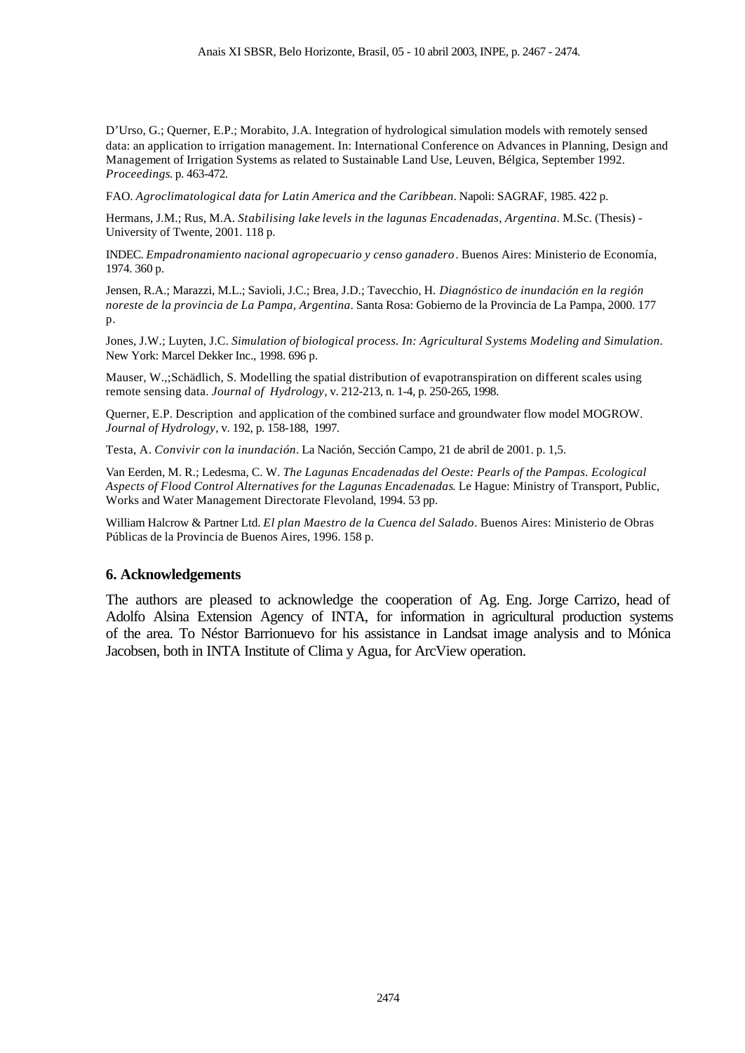D'Urso, G.; Querner, E.P.; Morabito, J.A. Integration of hydrological simulation models with remotely sensed data: an application to irrigation management. In: International Conference on Advances in Planning, Design and Management of Irrigation Systems as related to Sustainable Land Use, Leuven, Bélgica, September 1992. *Proceedings*. p. 463-472.

FAO. *Agroclimatological data for Latin America and the Caribbean*. Napoli: SAGRAF, 1985. 422 p.

Hermans, J.M.; Rus, M.A. *Stabilising lake levels in the lagunas Encadenadas, Argentina*. M.Sc. (Thesis) - University of Twente, 2001. 118 p.

INDEC. *Empadronamiento nacional agropecuario y censo ganadero*. Buenos Aires: Ministerio de Economía, 1974. 360 p.

Jensen, R.A.; Marazzi, M.L.; Savioli, J.C.; Brea, J.D.; Tavecchio, H. *Diagnóstico de inundación en la región noreste de la provincia de La Pampa, Argentina*. Santa Rosa: Gobierno de la Provincia de La Pampa, 2000. 177 p.

Jones, J.W.; Luyten, J.C. *Simulation of biological process. In: Agricultural Systems Modeling and Simulation*. New York: Marcel Dekker Inc., 1998. 696 p.

Mauser, W.,;Schädlich, S. Modelling the spatial distribution of evapotranspiration on different scales using remote sensing data. *Journal of Hydrology*, v. 212-213, n. 1-4, p. 250-265, 1998.

Querner, E.P. Description and application of the combined surface and groundwater flow model MOGROW. *Journal of Hydrology*, v. 192, p. 158-188, 1997.

Testa, A. *Convivir con la inundación*. La Nación, Sección Campo, 21 de abril de 2001. p. 1,5.

Van Eerden, M. R.; Ledesma, C. W. *The Lagunas Encadenadas del Oeste: Pearls of the Pampas. Ecological Aspects of Flood Control Alternatives for the Lagunas Encadenadas*. Le Hague: Ministry of Transport, Public, Works and Water Management Directorate Flevoland, 1994. 53 pp.

William Halcrow & Partner Ltd. *El plan Maestro de la Cuenca del Salado*. Buenos Aires: Ministerio de Obras Públicas de la Provincia de Buenos Aires, 1996. 158 p.

## 6. Acknowledgements

The authors are pleased to acknowledge the cooperation of Ag. Eng. Jorge Carrizo, head of Adolfo Alsina Extension Agency of INTA, for information in agricultural production systems of the area. To Néstor Barrionuevo for his assistance in Landsat image analysis and to Mónica Jacobsen, both in INTA Institute of Clima y Agua, for ArcView operation.